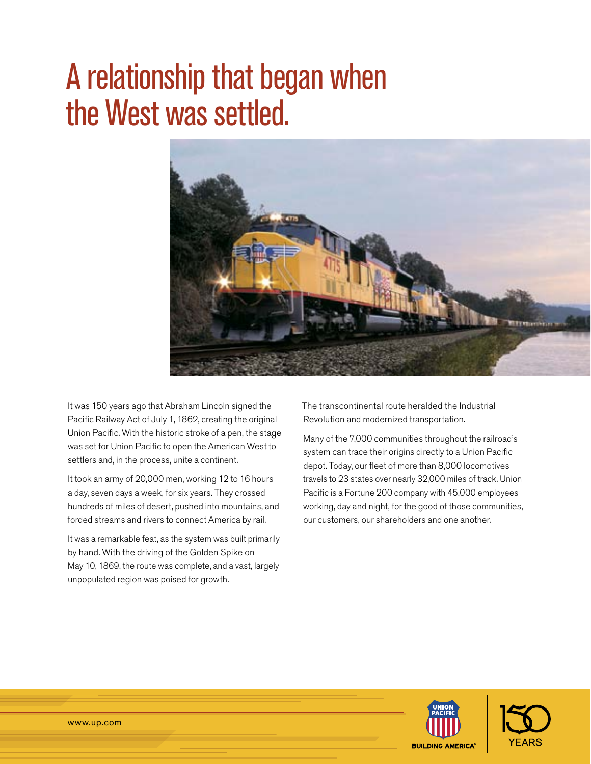# A relationship that began when the West was settled.

It was 150 years ago that Abraham Lincoln signed the Pacific Railway Act of July 1, 1862, creating the original Union Pacific. With the historic stroke of a pen, the stage was set for Union Pacific to open the American West to settlers and, in the process, unite a continent.

It took an army of 20,000 men, working 12 to 16 hours a day, seven days a week, for six years. They crossed hundreds of miles of desert, pushed into mountains, and forded streams and rivers to connect America by rail.

It was a remarkable feat, as the system was built primarily by hand. With the driving of the Golden Spike on May 10, 1869, the route was complete, and a vast, largely unpopulated region was poised for growth.

The transcontinental route heralded the Industrial Revolution and modernized transportation.

Many of the 7,000 communities throughout the railroad's system can trace their origins directly to a Union Pacific depot. Today, our fleet of more than 8,000 locomotives travels to 23 states over nearly 32,000 miles of track. Union Pacific is a Fortune 200 company with 45,000 employees working, day and night, for the good of those communities, our customers, our shareholders and one another.

www.up.com

UNION PACIFIC
BUILDING AMERICA®

150 YEARS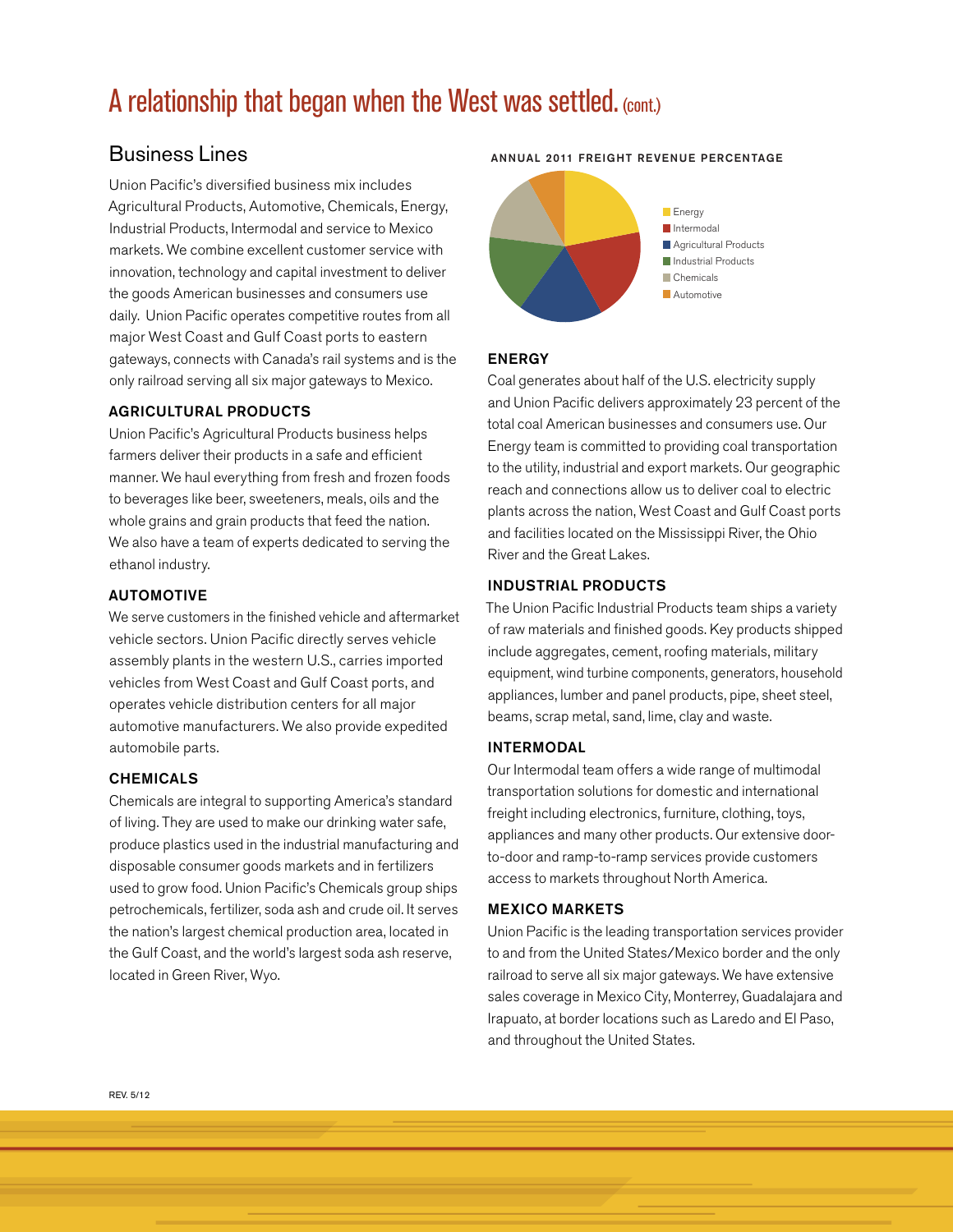# A relationship that began when the West was settled. (cont.)

## Business Lines

Union Pacific's diversified business mix includes Agricultural Products, Automotive, Chemicals, Energy, Industrial Products, Intermodal and service to Mexico markets. We combine excellent customer service with innovation, technology and capital investment to deliver the goods American businesses and consumers use daily. Union Pacific operates competitive routes from all major West Coast and Gulf Coast ports to eastern gateways, connects with Canada's rail systems and is the only railroad serving all six major gateways to Mexico.

### AGRICULTURAL PRODUCTS

Union Pacific's Agricultural Products business helps farmers deliver their products in a safe and efficient manner. We haul everything from fresh and frozen foods to beverages like beer, sweeteners, meals, oils and the whole grains and grain products that feed the nation. We also have a team of experts dedicated to serving the ethanol industry.

### AUTOMOTIVE

We serve customers in the finished vehicle and aftermarket vehicle sectors. Union Pacific directly serves vehicle assembly plants in the western U.S., carries imported vehicles from West Coast and Gulf Coast ports, and operates vehicle distribution centers for all major automotive manufacturers. We also provide expedited automobile parts.

### CHEMICALS

Chemicals are integral to supporting America's standard of living. They are used to make our drinking water safe, produce plastics used in the industrial manufacturing and disposable consumer goods markets and in fertilizers used to grow food. Union Pacific's Chemicals group ships petrochemicals, fertilizer, soda ash and crude oil. It serves the nation's largest chemical production area, located in the Gulf Coast, and the world's largest soda ash reserve, located in Green River, Wyo.

**ANNUAL 2011 FREIGHT REVENUE PERCENTAGE**

Energy
Intermodal
Agricultural Products
Industrial Products
Chemicals
Automotive

### ENERGY

Coal generates about half of the U.S. electricity supply and Union Pacific delivers approximately 23 percent of the total coal American businesses and consumers use. Our Energy team is committed to providing coal transportation to the utility, industrial and export markets. Our geographic reach and connections allow us to deliver coal to electric plants across the nation, West Coast and Gulf Coast ports and facilities located on the Mississippi River, the Ohio River and the Great Lakes.

### INDUSTRIAL PRODUCTS

The Union Pacific Industrial Products team ships a variety of raw materials and finished goods. Key products shipped include aggregates, cement, roofing materials, military equipment, wind turbine components, generators, household appliances, lumber and panel products, pipe, sheet steel, beams, scrap metal, sand, lime, clay and waste.

### INTERMODAL

Our Intermodal team offers a wide range of multimodal transportation solutions for domestic and international freight including electronics, furniture, clothing, toys, appliances and many other products. Our extensive door-to-door and ramp-to-ramp services provide customers access to markets throughout North America.

### MEXICO MARKETS

Union Pacific is the leading transportation services provider to and from the United States/Mexico border and the only railroad to serve all six major gateways. We have extensive sales coverage in Mexico City, Monterrey, Guadalajara and Irapuato, at border locations such as Laredo and El Paso, and throughout the United States.

REV. 5/12